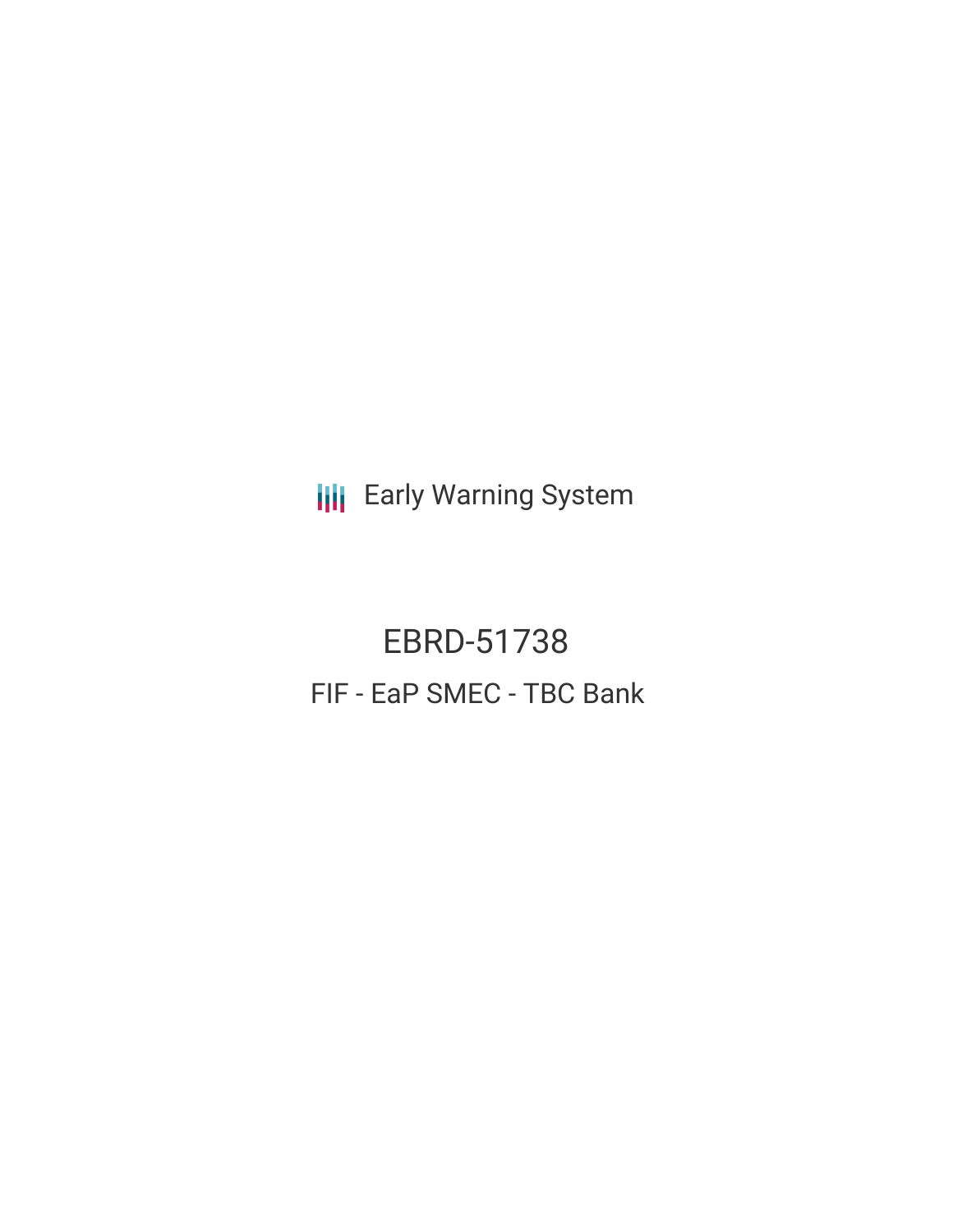Early Warning System

# EBRD-51738

## FIF - EaP SMEC - TBC Bank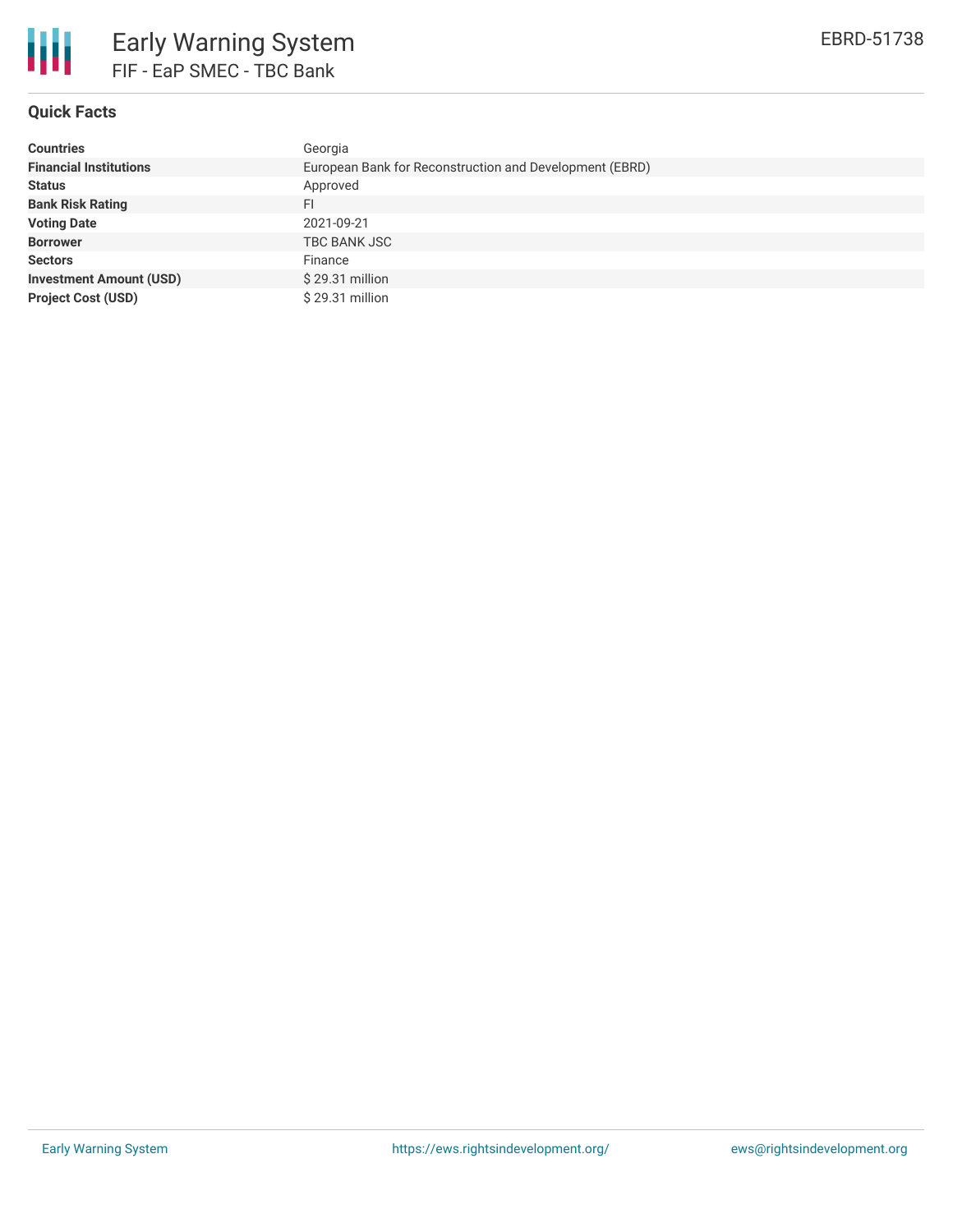# Early Warning System

## FIF - EaP SMEC - TBC Bank

EBRD-51738

### Quick Facts

| | |
|---|---|
| **Countries** | Georgia |
| **Financial Institutions** | European Bank for Reconstruction and Development (EBRD) |
| **Status** | Approved |
| **Bank Risk Rating** | FI |
| **Voting Date** | 2021-09-21 |
| **Borrower** | TBC BANK JSC |
| **Sectors** | Finance |
| **Investment Amount (USD)** | $ 29.31 million |
| **Project Cost (USD)** | $ 29.31 million |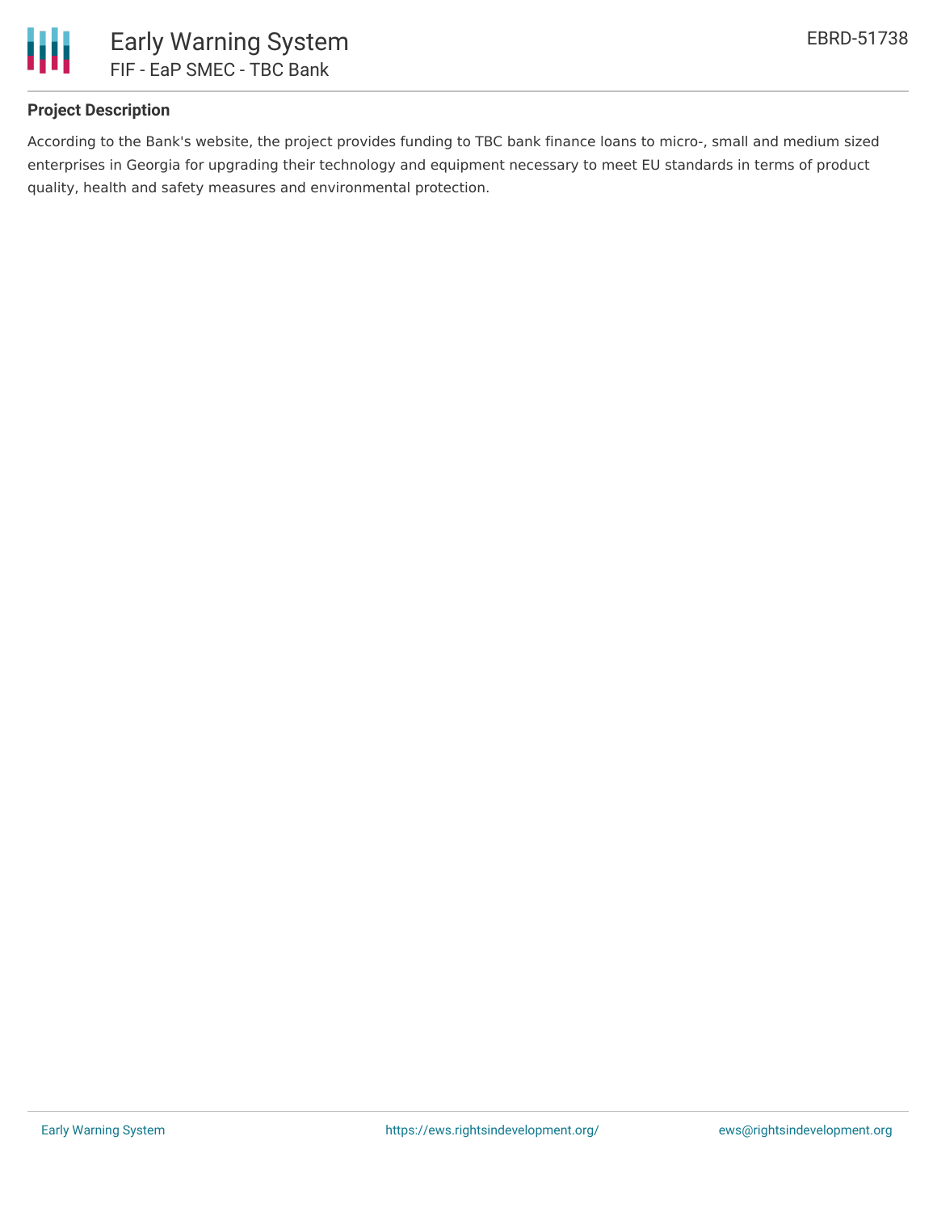## Project Description

According to the Bank's website, the project provides funding to TBC bank finance loans to micro-, small and medium sized enterprises in Georgia for upgrading their technology and equipment necessary to meet EU standards in terms of product quality, health and safety measures and environmental protection.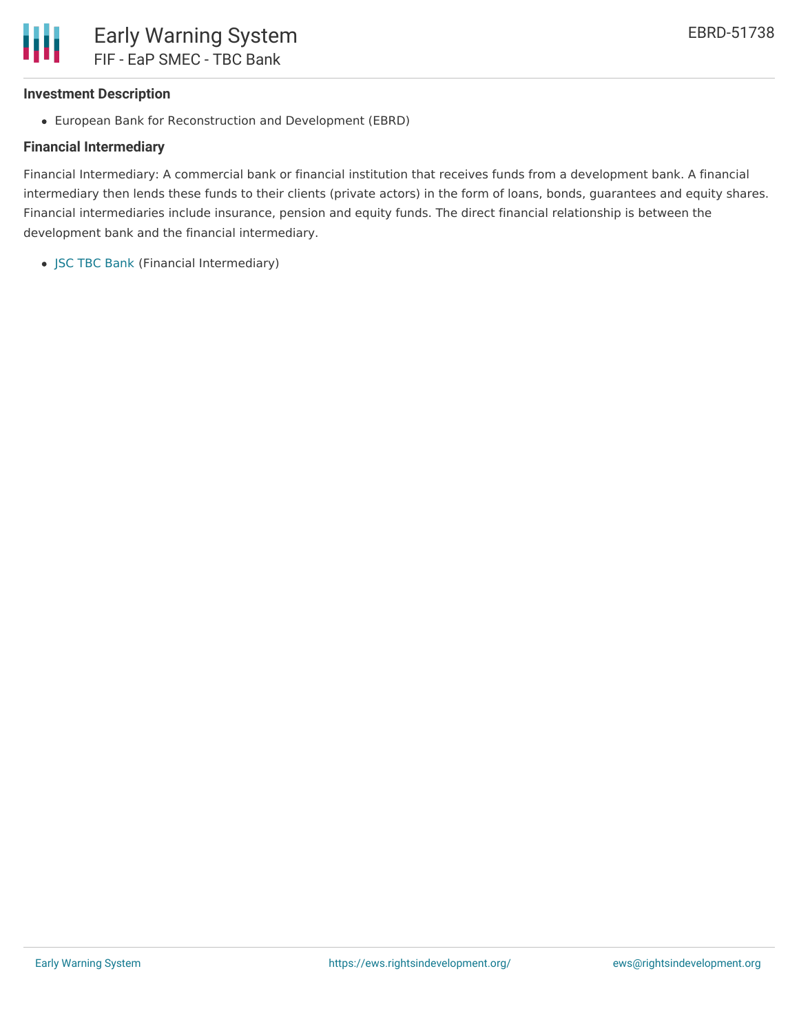### Investment Description

- European Bank for Reconstruction and Development (EBRD)

### Financial Intermediary

Financial Intermediary: A commercial bank or financial institution that receives funds from a development bank. A financial intermediary then lends these funds to their clients (private actors) in the form of loans, bonds, guarantees and equity shares. Financial intermediaries include insurance, pension and equity funds. The direct financial relationship is between the development bank and the financial intermediary.

- JSC TBC Bank (Financial Intermediary)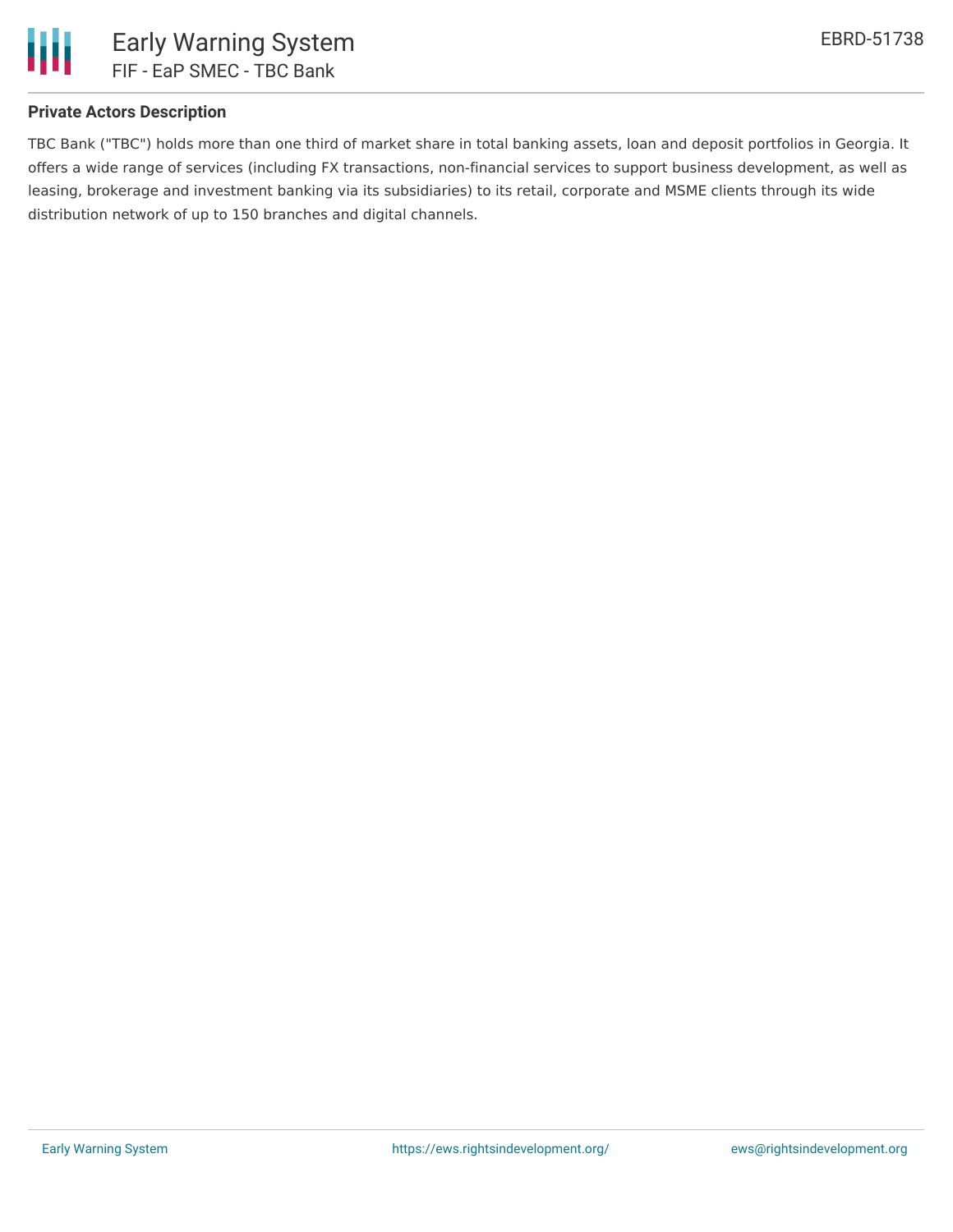### Private Actors Description

TBC Bank ("TBC") holds more than one third of market share in total banking assets, loan and deposit portfolios in Georgia. It offers a wide range of services (including FX transactions, non-financial services to support business development, as well as leasing, brokerage and investment banking via its subsidiaries) to its retail, corporate and MSME clients through its wide distribution network of up to 150 branches and digital channels.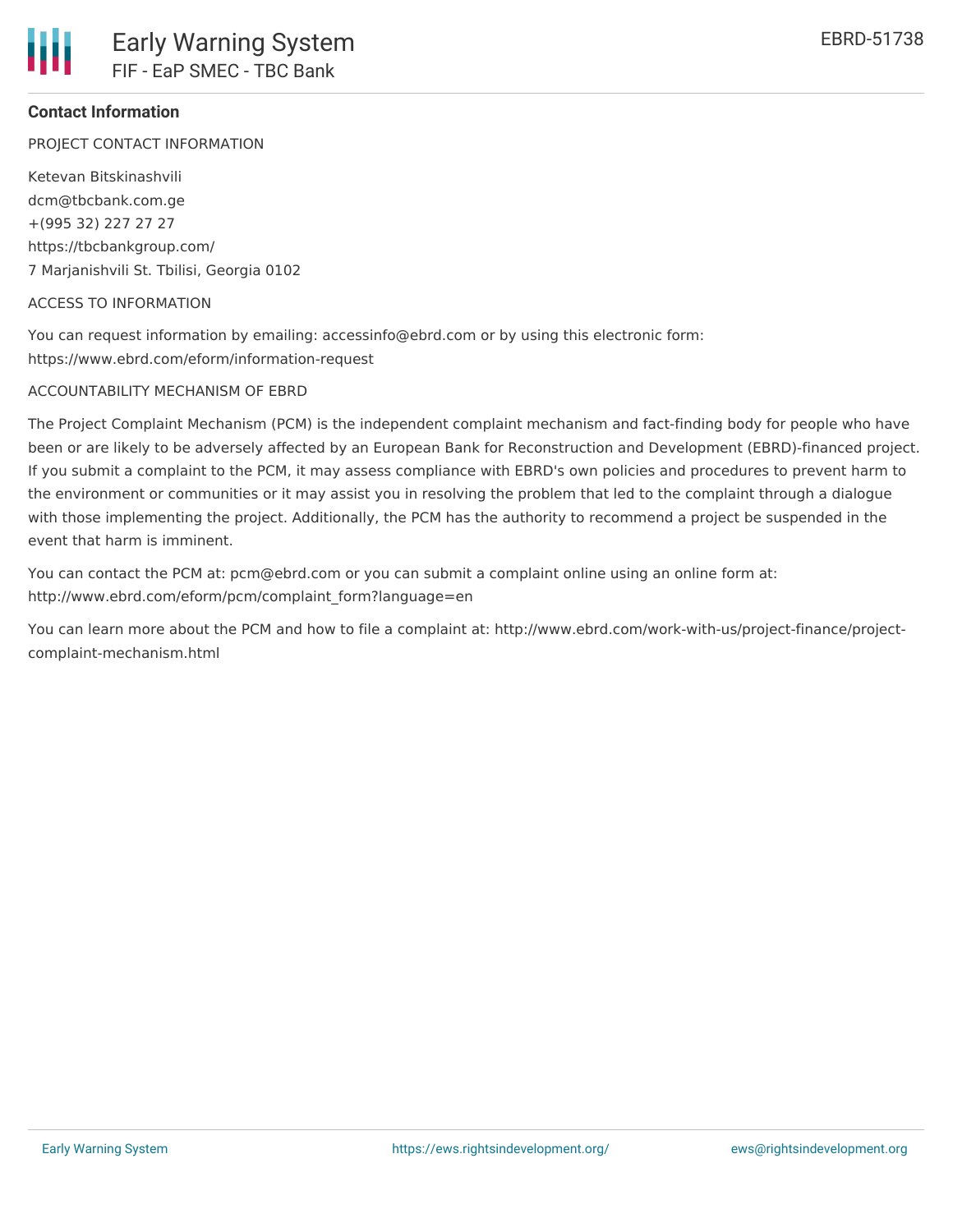**Contact Information**

PROJECT CONTACT INFORMATION

Ketevan Bitskinashvili
dcm@tbcbank.com.ge
+(995 32) 227 27 27
https://tbcbankgroup.com/
7 Marjanishvili St. Tbilisi, Georgia 0102

ACCESS TO INFORMATION

You can request information by emailing: accessinfo@ebrd.com or by using this electronic form: https://www.ebrd.com/eform/information-request

ACCOUNTABILITY MECHANISM OF EBRD

The Project Complaint Mechanism (PCM) is the independent complaint mechanism and fact-finding body for people who have been or are likely to be adversely affected by an European Bank for Reconstruction and Development (EBRD)-financed project. If you submit a complaint to the PCM, it may assess compliance with EBRD's own policies and procedures to prevent harm to the environment or communities or it may assist you in resolving the problem that led to the complaint through a dialogue with those implementing the project. Additionally, the PCM has the authority to recommend a project be suspended in the event that harm is imminent.

You can contact the PCM at: pcm@ebrd.com or you can submit a complaint online using an online form at: http://www.ebrd.com/eform/pcm/complaint_form?language=en

You can learn more about the PCM and how to file a complaint at: http://www.ebrd.com/work-with-us/project-finance/project-complaint-mechanism.html